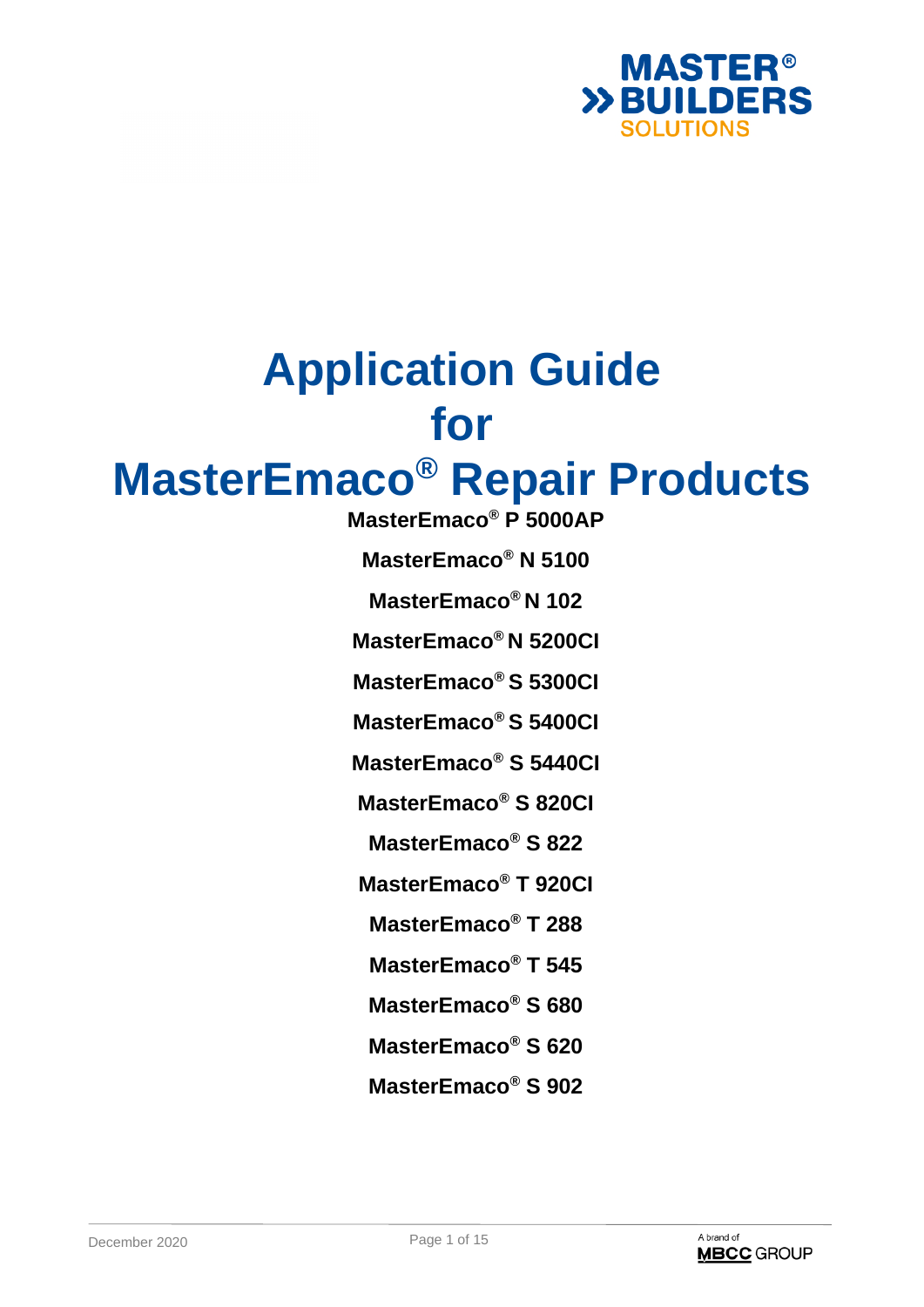# Application Guide for MasterEmaco® Repair Products

**MasterEmaco® P 5000AP**

**MasterEmaco® N 5100**

**MasterEmaco® N 102**

**MasterEmaco® N 5200CI**

**MasterEmaco® S 5300CI**

**MasterEmaco® S 5400CI**

**MasterEmaco® S 5440CI**

**MasterEmaco® S 820CI**

**MasterEmaco® S 822**

**MasterEmaco® T 920CI**

**MasterEmaco® T 288**

**MasterEmaco® T 545**

**MasterEmaco® S 680**

**MasterEmaco® S 620**

**MasterEmaco® S 902**

December 2020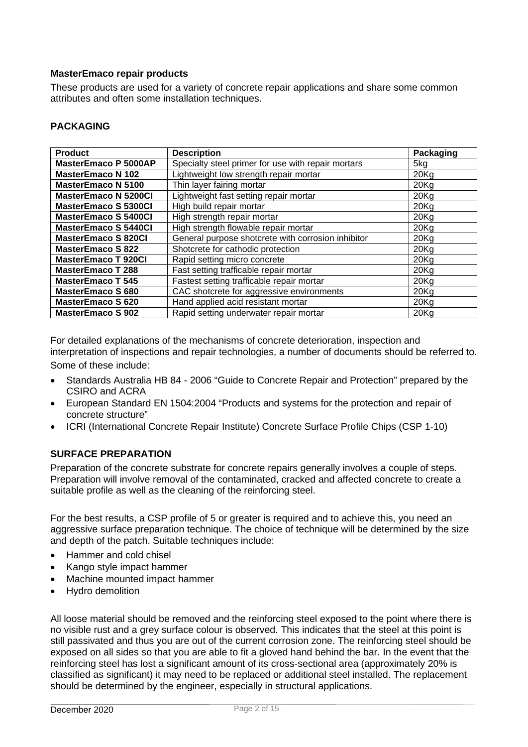**MasterEmaco repair products**

These products are used for a variety of concrete repair applications and share some common attributes and often some installation techniques.

**PACKAGING**

| Product | Description | Packaging |
|---|---|---|
| **MasterEmaco P 5000AP** | Specialty steel primer for use with repair mortars | 5kg |
| **MasterEmaco N 102** | Lightweight low strength repair mortar | 20Kg |
| **MasterEmaco N 5100** | Thin layer fairing mortar | 20Kg |
| **MasterEmaco N 5200CI** | Lightweight fast setting repair mortar | 20Kg |
| **MasterEmaco S 5300CI** | High build repair mortar | 20Kg |
| **MasterEmaco S 5400CI** | High strength repair mortar | 20Kg |
| **MasterEmaco S 5440CI** | High strength flowable repair mortar | 20Kg |
| **MasterEmaco S 820CI** | General purpose shotcrete with corrosion inhibitor | 20Kg |
| **MasterEmaco S 822** | Shotcrete for cathodic protection | 20Kg |
| **MasterEmaco T 920CI** | Rapid setting micro concrete | 20Kg |
| **MasterEmaco T 288** | Fast setting trafficable repair mortar | 20Kg |
| **MasterEmaco T 545** | Fastest setting trafficable repair mortar | 20Kg |
| **MasterEmaco S 680** | CAC shotcrete for aggressive environments | 20Kg |
| **MasterEmaco S 620** | Hand applied acid resistant mortar | 20Kg |
| **MasterEmaco S 902** | Rapid setting underwater repair mortar | 20Kg |

For detailed explanations of the mechanisms of concrete deterioration, inspection and interpretation of inspections and repair technologies, a number of documents should be referred to. Some of these include:

- Standards Australia HB 84 - 2006 "Guide to Concrete Repair and Protection" prepared by the CSIRO and ACRA
- European Standard EN 1504:2004 "Products and systems for the protection and repair of concrete structure"
- ICRI (International Concrete Repair Institute) Concrete Surface Profile Chips (CSP 1-10)

**SURFACE PREPARATION**

Preparation of the concrete substrate for concrete repairs generally involves a couple of steps. Preparation will involve removal of the contaminated, cracked and affected concrete to create a suitable profile as well as the cleaning of the reinforcing steel.

For the best results, a CSP profile of 5 or greater is required and to achieve this, you need an aggressive surface preparation technique. The choice of technique will be determined by the size and depth of the patch. Suitable techniques include:

- Hammer and cold chisel
- Kango style impact hammer
- Machine mounted impact hammer
- Hydro demolition

All loose material should be removed and the reinforcing steel exposed to the point where there is no visible rust and a grey surface colour is observed. This indicates that the steel at this point is still passivated and thus you are out of the current corrosion zone. The reinforcing steel should be exposed on all sides so that you are able to fit a gloved hand behind the bar. In the event that the reinforcing steel has lost a significant amount of its cross-sectional area (approximately 20% is classified as significant) it may need to be replaced or additional steel installed. The replacement should be determined by the engineer, especially in structural applications.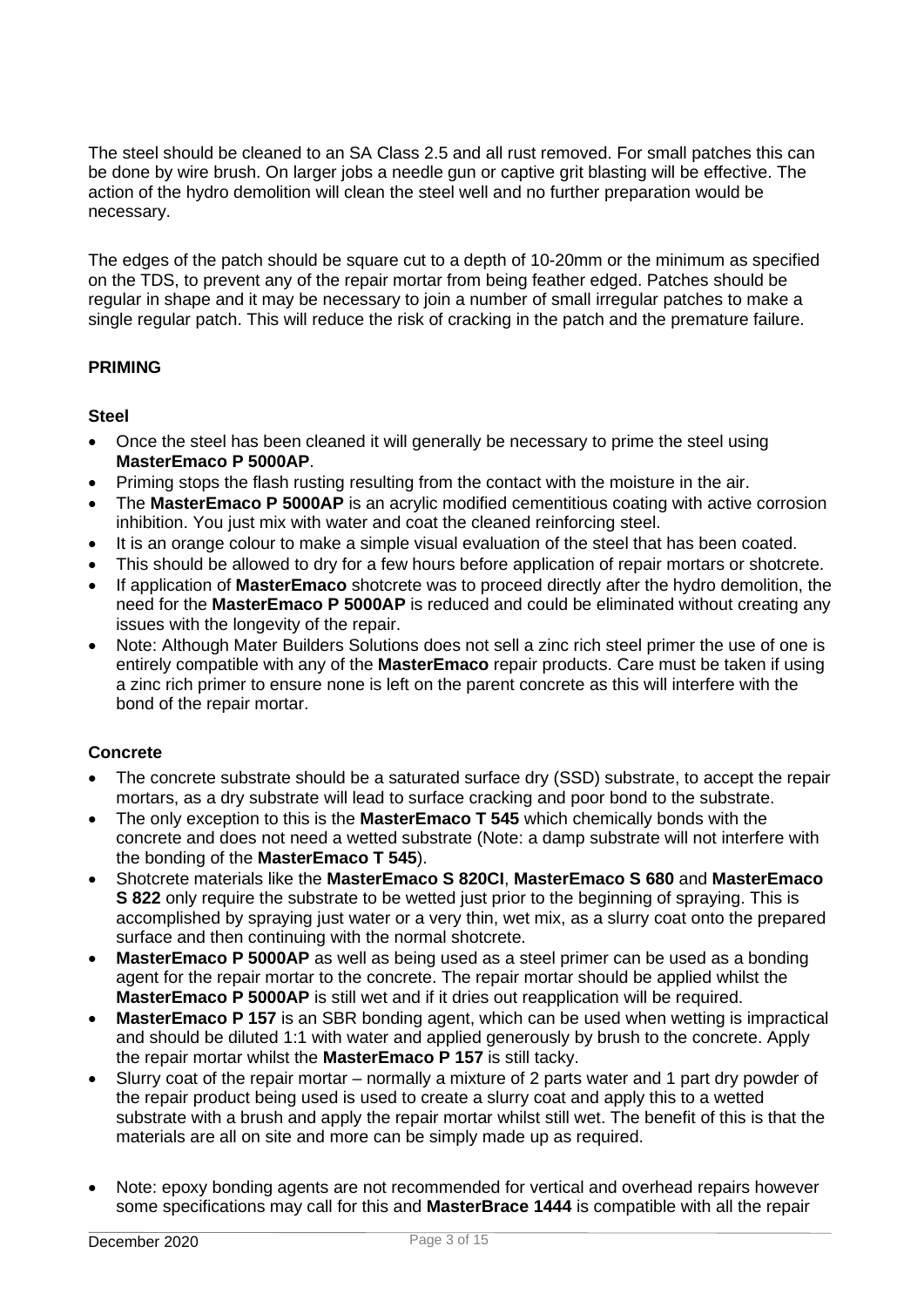The steel should be cleaned to an SA Class 2.5 and all rust removed. For small patches this can be done by wire brush. On larger jobs a needle gun or captive grit blasting will be effective. The action of the hydro demolition will clean the steel well and no further preparation would be necessary.

The edges of the patch should be square cut to a depth of 10-20mm or the minimum as specified on the TDS, to prevent any of the repair mortar from being feather edged. Patches should be regular in shape and it may be necessary to join a number of small irregular patches to make a single regular patch. This will reduce the risk of cracking in the patch and the premature failure.

## PRIMING

### Steel

- Once the steel has been cleaned it will generally be necessary to prime the steel using **MasterEmaco P 5000AP**.
- Priming stops the flash rusting resulting from the contact with the moisture in the air.
- The **MasterEmaco P 5000AP** is an acrylic modified cementitious coating with active corrosion inhibition. You just mix with water and coat the cleaned reinforcing steel.
- It is an orange colour to make a simple visual evaluation of the steel that has been coated.
- This should be allowed to dry for a few hours before application of repair mortars or shotcrete.
- If application of **MasterEmaco** shotcrete was to proceed directly after the hydro demolition, the need for the **MasterEmaco P 5000AP** is reduced and could be eliminated without creating any issues with the longevity of the repair.
- Note: Although Mater Builders Solutions does not sell a zinc rich steel primer the use of one is entirely compatible with any of the **MasterEmaco** repair products. Care must be taken if using a zinc rich primer to ensure none is left on the parent concrete as this will interfere with the bond of the repair mortar.

### Concrete

- The concrete substrate should be a saturated surface dry (SSD) substrate, to accept the repair mortars, as a dry substrate will lead to surface cracking and poor bond to the substrate.
- The only exception to this is the **MasterEmaco T 545** which chemically bonds with the concrete and does not need a wetted substrate (Note: a damp substrate will not interfere with the bonding of the **MasterEmaco T 545**).
- Shotcrete materials like the **MasterEmaco S 820CI**, **MasterEmaco S 680** and **MasterEmaco S 822** only require the substrate to be wetted just prior to the beginning of spraying. This is accomplished by spraying just water or a very thin, wet mix, as a slurry coat onto the prepared surface and then continuing with the normal shotcrete.
- **MasterEmaco P 5000AP** as well as being used as a steel primer can be used as a bonding agent for the repair mortar to the concrete. The repair mortar should be applied whilst the **MasterEmaco P 5000AP** is still wet and if it dries out reapplication will be required.
- **MasterEmaco P 157** is an SBR bonding agent, which can be used when wetting is impractical and should be diluted 1:1 with water and applied generously by brush to the concrete. Apply the repair mortar whilst the **MasterEmaco P 157** is still tacky.
- Slurry coat of the repair mortar – normally a mixture of 2 parts water and 1 part dry powder of the repair product being used is used to create a slurry coat and apply this to a wetted substrate with a brush and apply the repair mortar whilst still wet. The benefit of this is that the materials are all on site and more can be simply made up as required.

- Note: epoxy bonding agents are not recommended for vertical and overhead repairs however some specifications may call for this and **MasterBrace 1444** is compatible with all the repair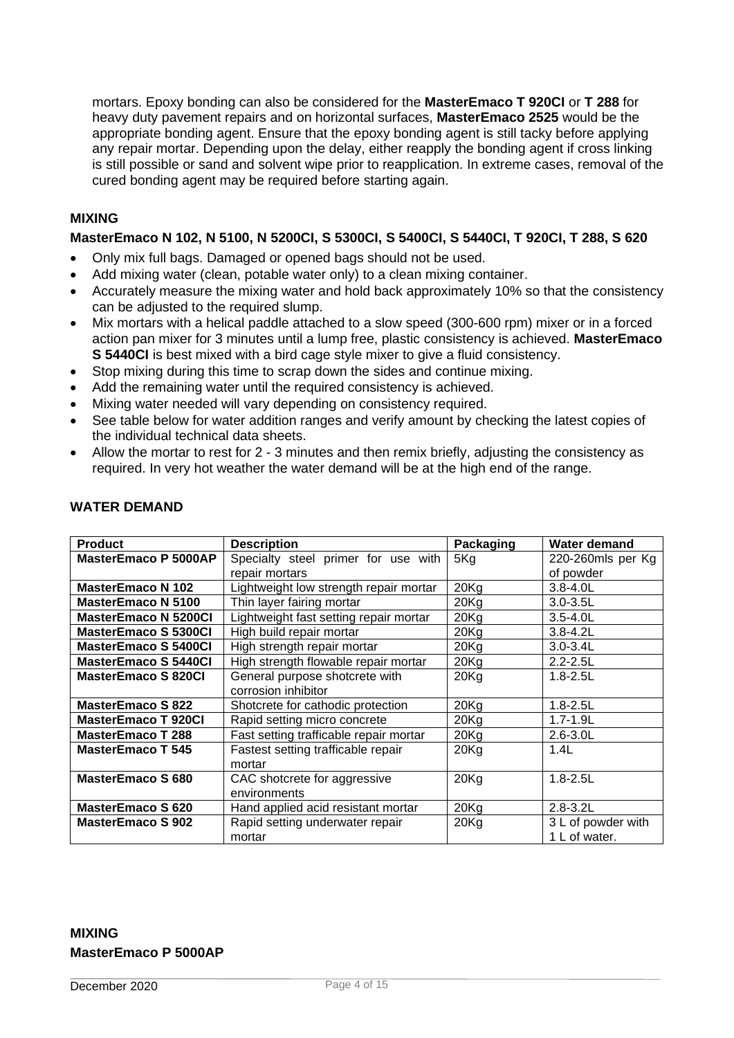mortars. Epoxy bonding can also be considered for the **MasterEmaco T 920CI** or **T 288** for heavy duty pavement repairs and on horizontal surfaces, **MasterEmaco 2525** would be the appropriate bonding agent. Ensure that the epoxy bonding agent is still tacky before applying any repair mortar. Depending upon the delay, either reapply the bonding agent if cross linking is still possible or sand and solvent wipe prior to reapplication. In extreme cases, removal of the cured bonding agent may be required before starting again.

## MIXING

### MasterEmaco N 102, N 5100, N 5200CI, S 5300CI, S 5400CI, S 5440CI, T 920CI, T 288, S 620

- Only mix full bags. Damaged or opened bags should not be used.
- Add mixing water (clean, potable water only) to a clean mixing container.
- Accurately measure the mixing water and hold back approximately 10% so that the consistency can be adjusted to the required slump.
- Mix mortars with a helical paddle attached to a slow speed (300-600 rpm) mixer or in a forced action pan mixer for 3 minutes until a lump free, plastic consistency is achieved. **MasterEmaco S 5440CI** is best mixed with a bird cage style mixer to give a fluid consistency.
- Stop mixing during this time to scrap down the sides and continue mixing.
- Add the remaining water until the required consistency is achieved.
- Mixing water needed will vary depending on consistency required.
- See table below for water addition ranges and verify amount by checking the latest copies of the individual technical data sheets.
- Allow the mortar to rest for 2 - 3 minutes and then remix briefly, adjusting the consistency as required. In very hot weather the water demand will be at the high end of the range.

## WATER DEMAND

| Product | Description | Packaging | Water demand |
|---|---|---|---|
| **MasterEmaco P 5000AP** | Specialty steel primer for use with repair mortars | 5Kg | 220-260mls per Kg of powder |
| **MasterEmaco N 102** | Lightweight low strength repair mortar | 20Kg | 3.8-4.0L |
| **MasterEmaco N 5100** | Thin layer fairing mortar | 20Kg | 3.0-3.5L |
| **MasterEmaco N 5200CI** | Lightweight fast setting repair mortar | 20Kg | 3.5-4.0L |
| **MasterEmaco S 5300CI** | High build repair mortar | 20Kg | 3.8-4.2L |
| **MasterEmaco S 5400CI** | High strength repair mortar | 20Kg | 3.0-3.4L |
| **MasterEmaco S 5440CI** | High strength flowable repair mortar | 20Kg | 2.2-2.5L |
| **MasterEmaco S 820CI** | General purpose shotcrete with corrosion inhibitor | 20Kg | 1.8-2.5L |
| **MasterEmaco S 822** | Shotcrete for cathodic protection | 20Kg | 1.8-2.5L |
| **MasterEmaco T 920CI** | Rapid setting micro concrete | 20Kg | 1.7-1.9L |
| **MasterEmaco T 288** | Fast setting trafficable repair mortar | 20Kg | 2.6-3.0L |
| **MasterEmaco T 545** | Fastest setting trafficable repair mortar | 20Kg | 1.4L |
| **MasterEmaco S 680** | CAC shotcrete for aggressive environments | 20Kg | 1.8-2.5L |
| **MasterEmaco S 620** | Hand applied acid resistant mortar | 20Kg | 2.8-3.2L |
| **MasterEmaco S 902** | Rapid setting underwater repair mortar | 20Kg | 3 L of powder with 1 L of water. |

## MIXING

### MasterEmaco P 5000AP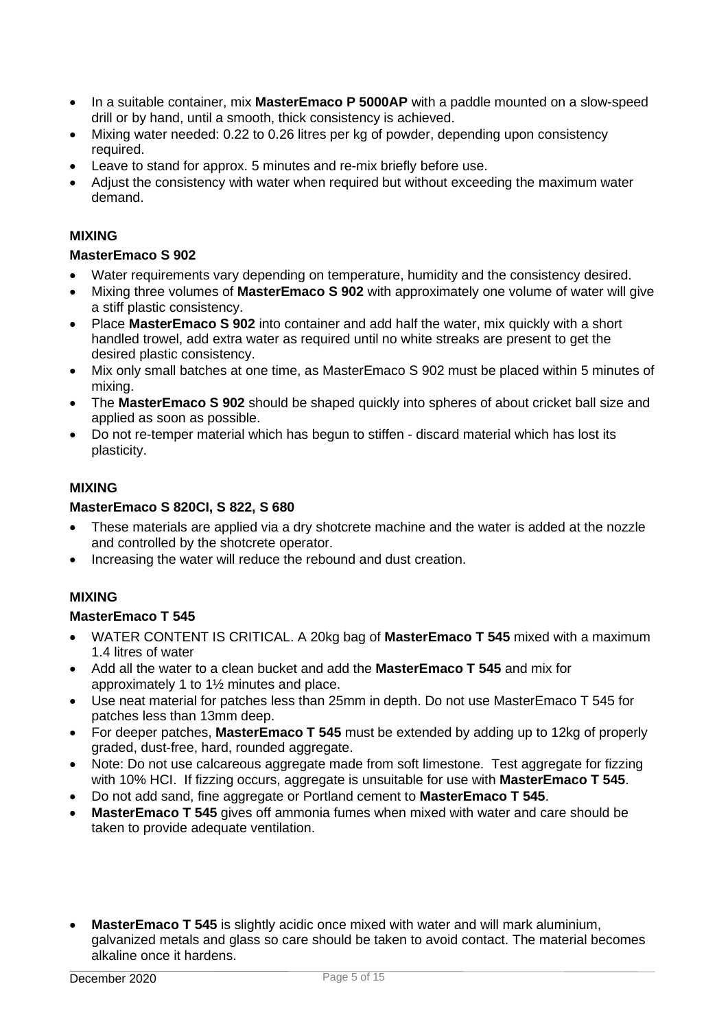- In a suitable container, mix **MasterEmaco P 5000AP** with a paddle mounted on a slow-speed drill or by hand, until a smooth, thick consistency is achieved.
- Mixing water needed: 0.22 to 0.26 litres per kg of powder, depending upon consistency required.
- Leave to stand for approx. 5 minutes and re-mix briefly before use.
- Adjust the consistency with water when required but without exceeding the maximum water demand.

**MIXING**

**MasterEmaco S 902**

- Water requirements vary depending on temperature, humidity and the consistency desired.
- Mixing three volumes of **MasterEmaco S 902** with approximately one volume of water will give a stiff plastic consistency.
- Place **MasterEmaco S 902** into container and add half the water, mix quickly with a short handled trowel, add extra water as required until no white streaks are present to get the desired plastic consistency.
- Mix only small batches at one time, as MasterEmaco S 902 must be placed within 5 minutes of mixing.
- The **MasterEmaco S 902** should be shaped quickly into spheres of about cricket ball size and applied as soon as possible.
- Do not re-temper material which has begun to stiffen - discard material which has lost its plasticity.

**MIXING**

**MasterEmaco S 820CI, S 822, S 680**

- These materials are applied via a dry shotcrete machine and the water is added at the nozzle and controlled by the shotcrete operator.
- Increasing the water will reduce the rebound and dust creation.

**MIXING**

**MasterEmaco T 545**

- WATER CONTENT IS CRITICAL. A 20kg bag of **MasterEmaco T 545** mixed with a maximum 1.4 litres of water
- Add all the water to a clean bucket and add the **MasterEmaco T 545** and mix for approximately 1 to 1½ minutes and place.
- Use neat material for patches less than 25mm in depth. Do not use MasterEmaco T 545 for patches less than 13mm deep.
- For deeper patches, **MasterEmaco T 545** must be extended by adding up to 12kg of properly graded, dust-free, hard, rounded aggregate.
- Note: Do not use calcareous aggregate made from soft limestone. Test aggregate for fizzing with 10% HCI. If fizzing occurs, aggregate is unsuitable for use with **MasterEmaco T 545**.
- Do not add sand, fine aggregate or Portland cement to **MasterEmaco T 545**.
- **MasterEmaco T 545** gives off ammonia fumes when mixed with water and care should be taken to provide adequate ventilation.
- **MasterEmaco T 545** is slightly acidic once mixed with water and will mark aluminium, galvanized metals and glass so care should be taken to avoid contact. The material becomes alkaline once it hardens.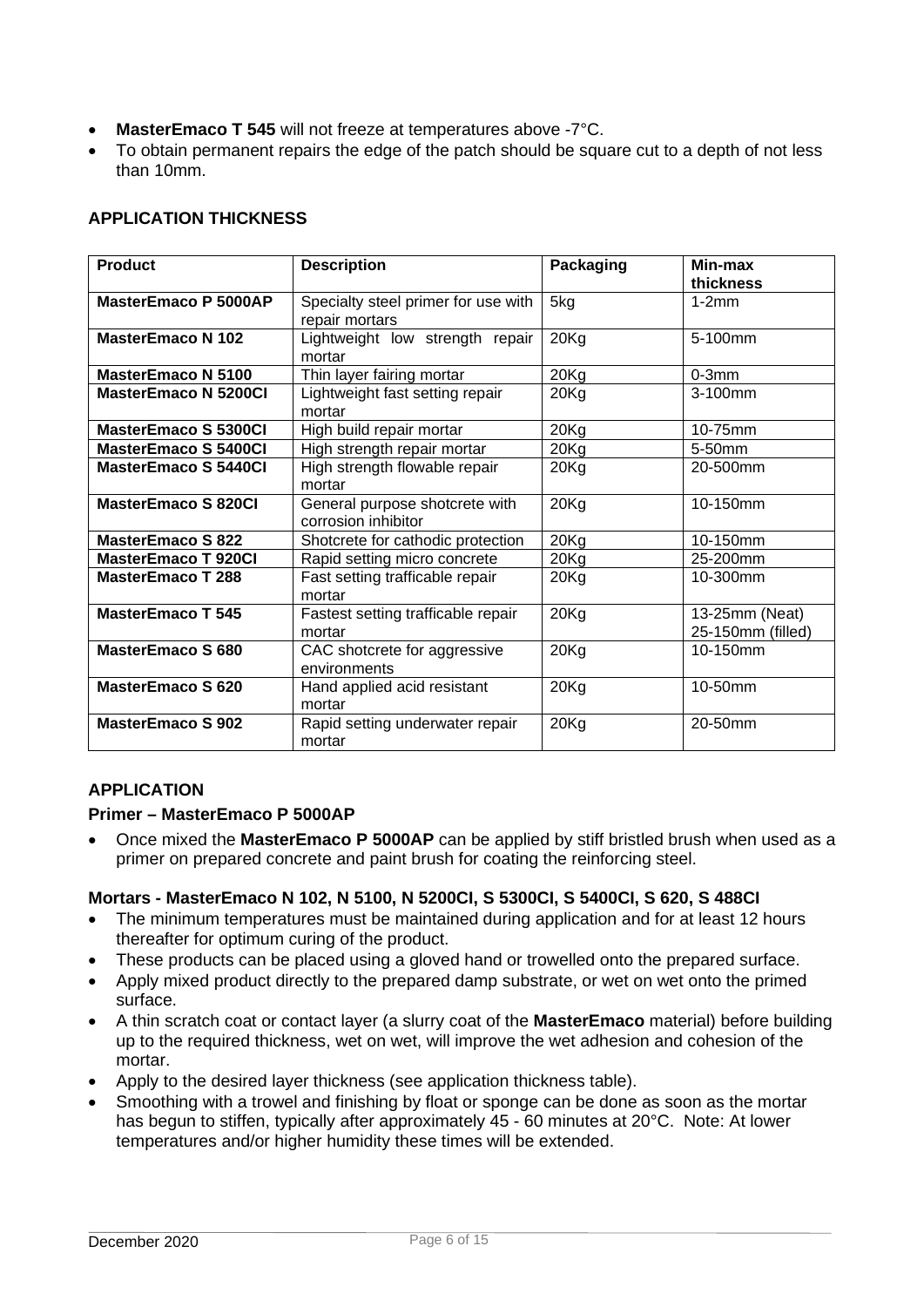- **MasterEmaco T 545** will not freeze at temperatures above -7°C.
- To obtain permanent repairs the edge of the patch should be square cut to a depth of not less than 10mm.

## APPLICATION THICKNESS

| Product | Description | Packaging | Min-max thickness |
|---|---|---|---|
| **MasterEmaco P 5000AP** | Specialty steel primer for use with repair mortars | 5kg | 1-2mm |
| **MasterEmaco N 102** | Lightweight low strength repair mortar | 20Kg | 5-100mm |
| **MasterEmaco N 5100** | Thin layer fairing mortar | 20Kg | 0-3mm |
| **MasterEmaco N 5200CI** | Lightweight fast setting repair mortar | 20Kg | 3-100mm |
| **MasterEmaco S 5300CI** | High build repair mortar | 20Kg | 10-75mm |
| **MasterEmaco S 5400CI** | High strength repair mortar | 20Kg | 5-50mm |
| **MasterEmaco S 5440CI** | High strength flowable repair mortar | 20Kg | 20-500mm |
| **MasterEmaco S 820CI** | General purpose shotcrete with corrosion inhibitor | 20Kg | 10-150mm |
| **MasterEmaco S 822** | Shotcrete for cathodic protection | 20Kg | 10-150mm |
| **MasterEmaco T 920CI** | Rapid setting micro concrete | 20Kg | 25-200mm |
| **MasterEmaco T 288** | Fast setting trafficable repair mortar | 20Kg | 10-300mm |
| **MasterEmaco T 545** | Fastest setting trafficable repair mortar | 20Kg | 13-25mm (Neat) 25-150mm (filled) |
| **MasterEmaco S 680** | CAC shotcrete for aggressive environments | 20Kg | 10-150mm |
| **MasterEmaco S 620** | Hand applied acid resistant mortar | 20Kg | 10-50mm |
| **MasterEmaco S 902** | Rapid setting underwater repair mortar | 20Kg | 20-50mm |

## APPLICATION

### Primer – MasterEmaco P 5000AP

- Once mixed the **MasterEmaco P 5000AP** can be applied by stiff bristled brush when used as a primer on prepared concrete and paint brush for coating the reinforcing steel.

### Mortars - MasterEmaco N 102, N 5100, N 5200CI, S 5300CI, S 5400CI, S 620, S 488CI

- The minimum temperatures must be maintained during application and for at least 12 hours thereafter for optimum curing of the product.
- These products can be placed using a gloved hand or trowelled onto the prepared surface.
- Apply mixed product directly to the prepared damp substrate, or wet on wet onto the primed surface.
- A thin scratch coat or contact layer (a slurry coat of the **MasterEmaco** material) before building up to the required thickness, wet on wet, will improve the wet adhesion and cohesion of the mortar.
- Apply to the desired layer thickness (see application thickness table).
- Smoothing with a trowel and finishing by float or sponge can be done as soon as the mortar has begun to stiffen, typically after approximately 45 - 60 minutes at 20°C. Note: At lower temperatures and/or higher humidity these times will be extended.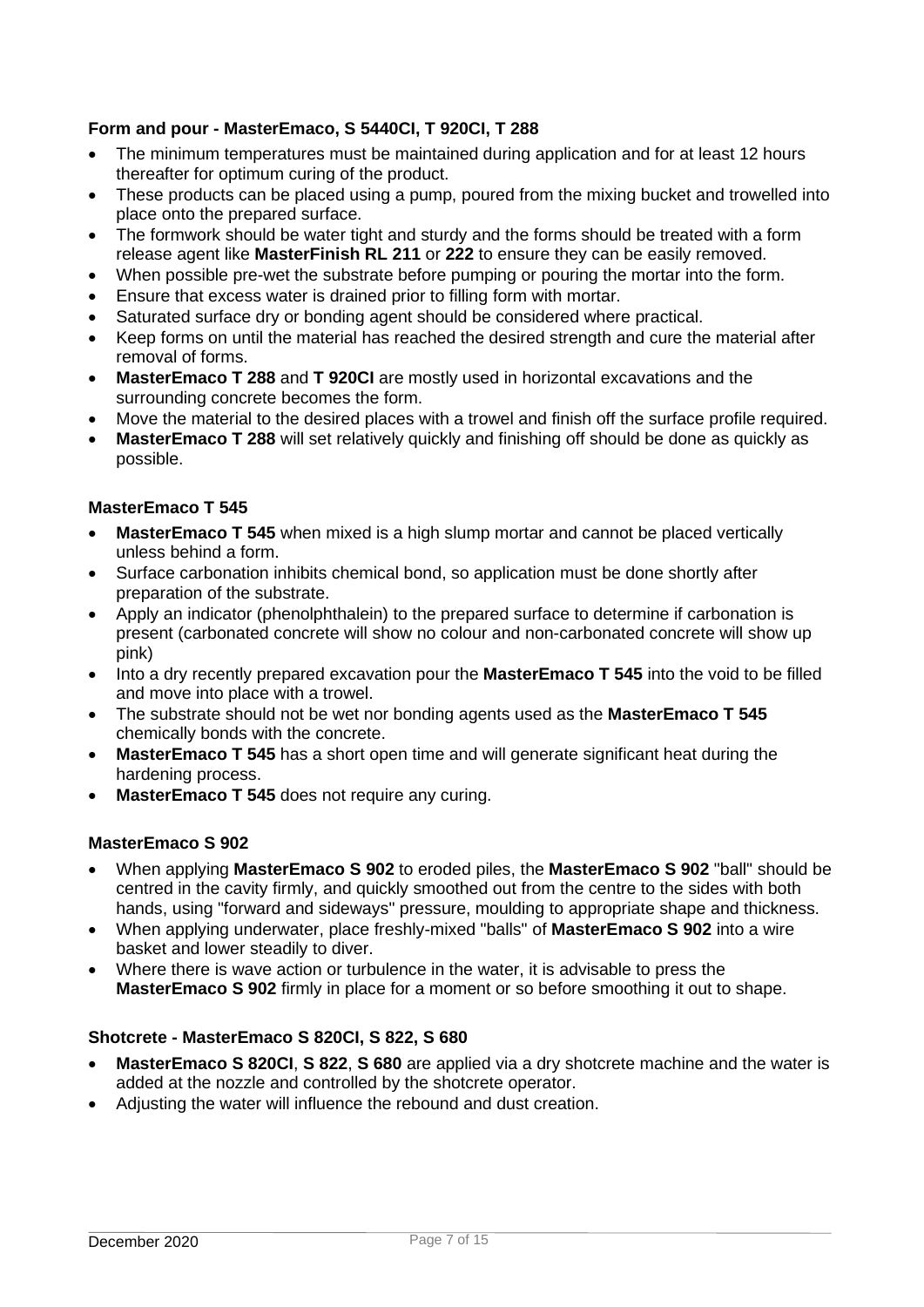### Form and pour - MasterEmaco, S 5440CI, T 920CI, T 288

- The minimum temperatures must be maintained during application and for at least 12 hours thereafter for optimum curing of the product.
- These products can be placed using a pump, poured from the mixing bucket and trowelled into place onto the prepared surface.
- The formwork should be water tight and sturdy and the forms should be treated with a form release agent like **MasterFinish RL 211** or **222** to ensure they can be easily removed.
- When possible pre-wet the substrate before pumping or pouring the mortar into the form.
- Ensure that excess water is drained prior to filling form with mortar.
- Saturated surface dry or bonding agent should be considered where practical.
- Keep forms on until the material has reached the desired strength and cure the material after removal of forms.
- **MasterEmaco T 288** and **T 920CI** are mostly used in horizontal excavations and the surrounding concrete becomes the form.
- Move the material to the desired places with a trowel and finish off the surface profile required.
- **MasterEmaco T 288** will set relatively quickly and finishing off should be done as quickly as possible.

### MasterEmaco T 545

- **MasterEmaco T 545** when mixed is a high slump mortar and cannot be placed vertically unless behind a form.
- Surface carbonation inhibits chemical bond, so application must be done shortly after preparation of the substrate.
- Apply an indicator (phenolphthalein) to the prepared surface to determine if carbonation is present (carbonated concrete will show no colour and non-carbonated concrete will show up pink)
- Into a dry recently prepared excavation pour the **MasterEmaco T 545** into the void to be filled and move into place with a trowel.
- The substrate should not be wet nor bonding agents used as the **MasterEmaco T 545** chemically bonds with the concrete.
- **MasterEmaco T 545** has a short open time and will generate significant heat during the hardening process.
- **MasterEmaco T 545** does not require any curing.

### MasterEmaco S 902

- When applying **MasterEmaco S 902** to eroded piles, the **MasterEmaco S 902** "ball" should be centred in the cavity firmly, and quickly smoothed out from the centre to the sides with both hands, using "forward and sideways" pressure, moulding to appropriate shape and thickness.
- When applying underwater, place freshly-mixed "balls" of **MasterEmaco S 902** into a wire basket and lower steadily to diver.
- Where there is wave action or turbulence in the water, it is advisable to press the **MasterEmaco S 902** firmly in place for a moment or so before smoothing it out to shape.

### Shotcrete - MasterEmaco S 820CI, S 822, S 680

- **MasterEmaco S 820CI**, **S 822**, **S 680** are applied via a dry shotcrete machine and the water is added at the nozzle and controlled by the shotcrete operator.
- Adjusting the water will influence the rebound and dust creation.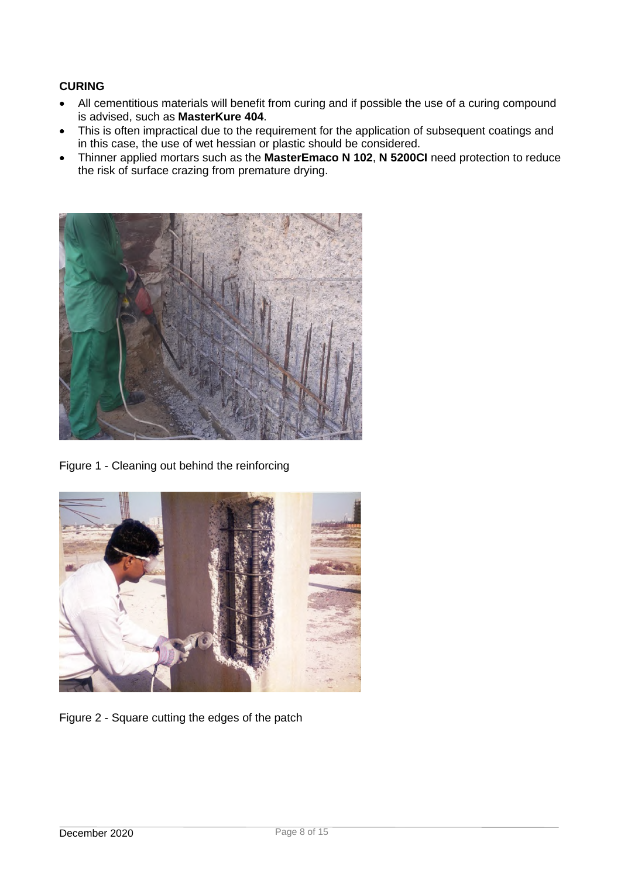## CURING

- All cementitious materials will benefit from curing and if possible the use of a curing compound is advised, such as **MasterKure 404**.
- This is often impractical due to the requirement for the application of subsequent coatings and in this case, the use of wet hessian or plastic should be considered.
- Thinner applied mortars such as the **MasterEmaco N 102**, **N 5200CI** need protection to reduce the risk of surface crazing from premature drying.

Figure 1 - Cleaning out behind the reinforcing

Figure 2 - Square cutting the edges of the patch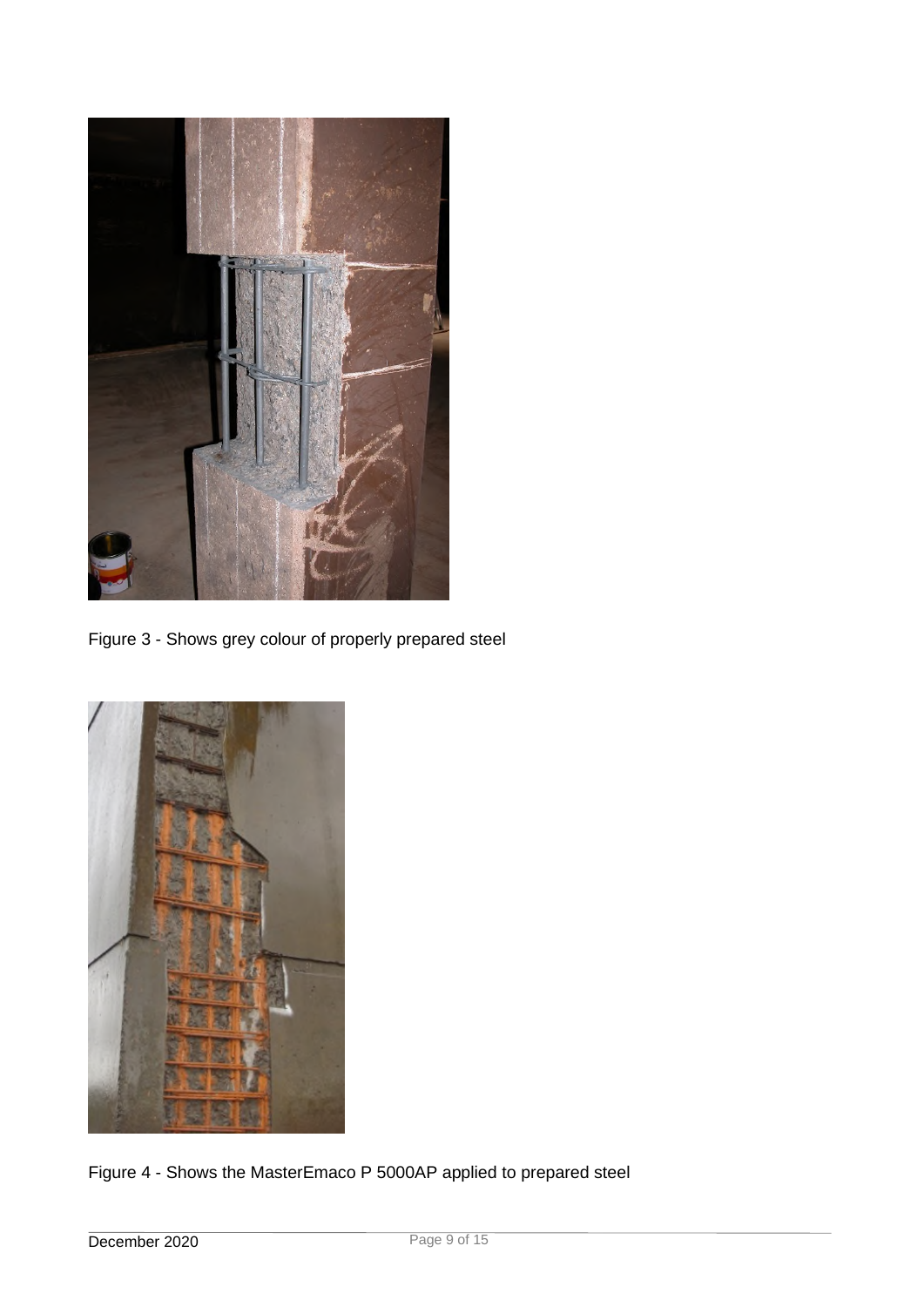Figure 3 - Shows grey colour of properly prepared steel

Figure 4 - Shows the MasterEmaco P 5000AP applied to prepared steel

December 2020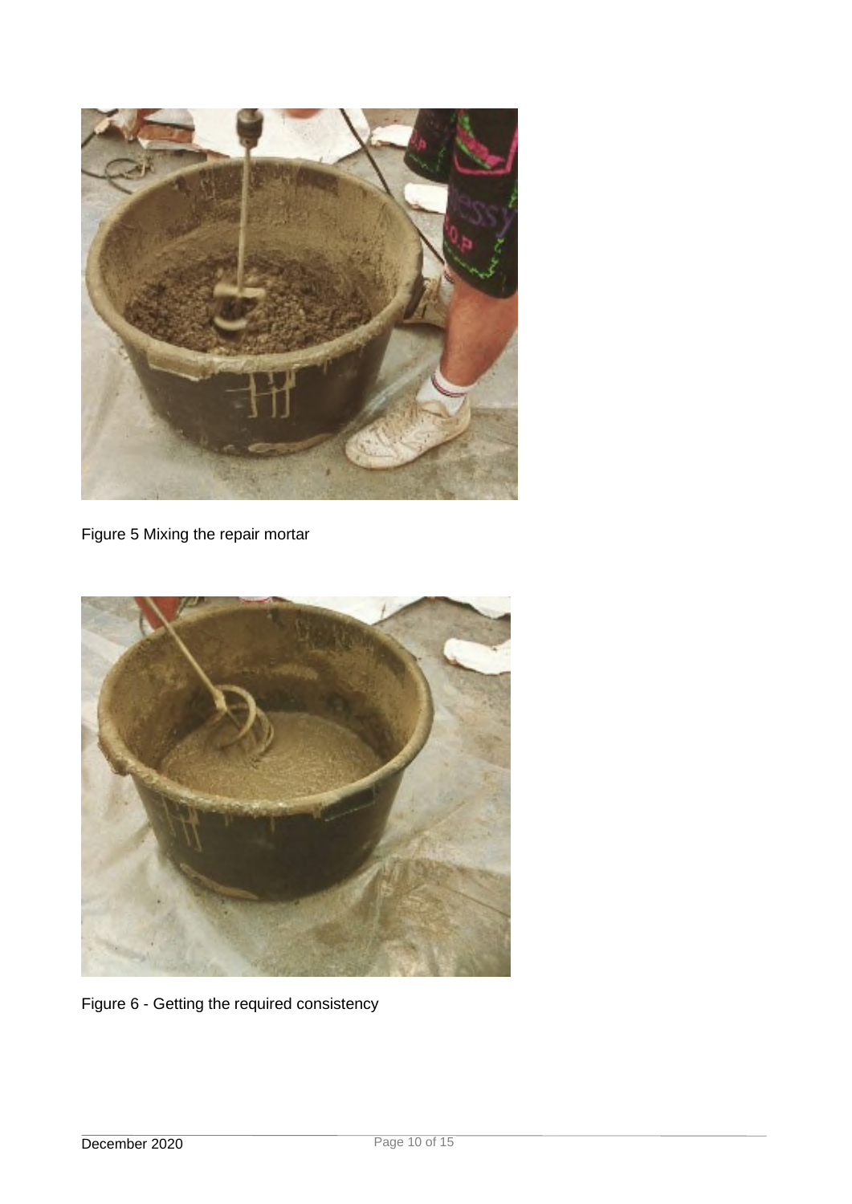Figure 5 Mixing the repair mortar

Figure 6 - Getting the required consistency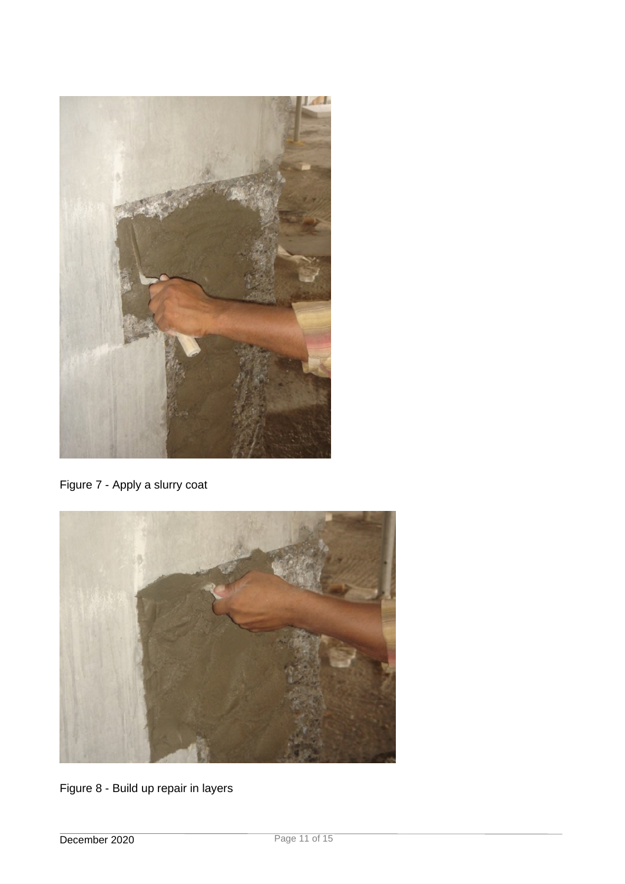Figure 7 - Apply a slurry coat

Figure 8 - Build up repair in layers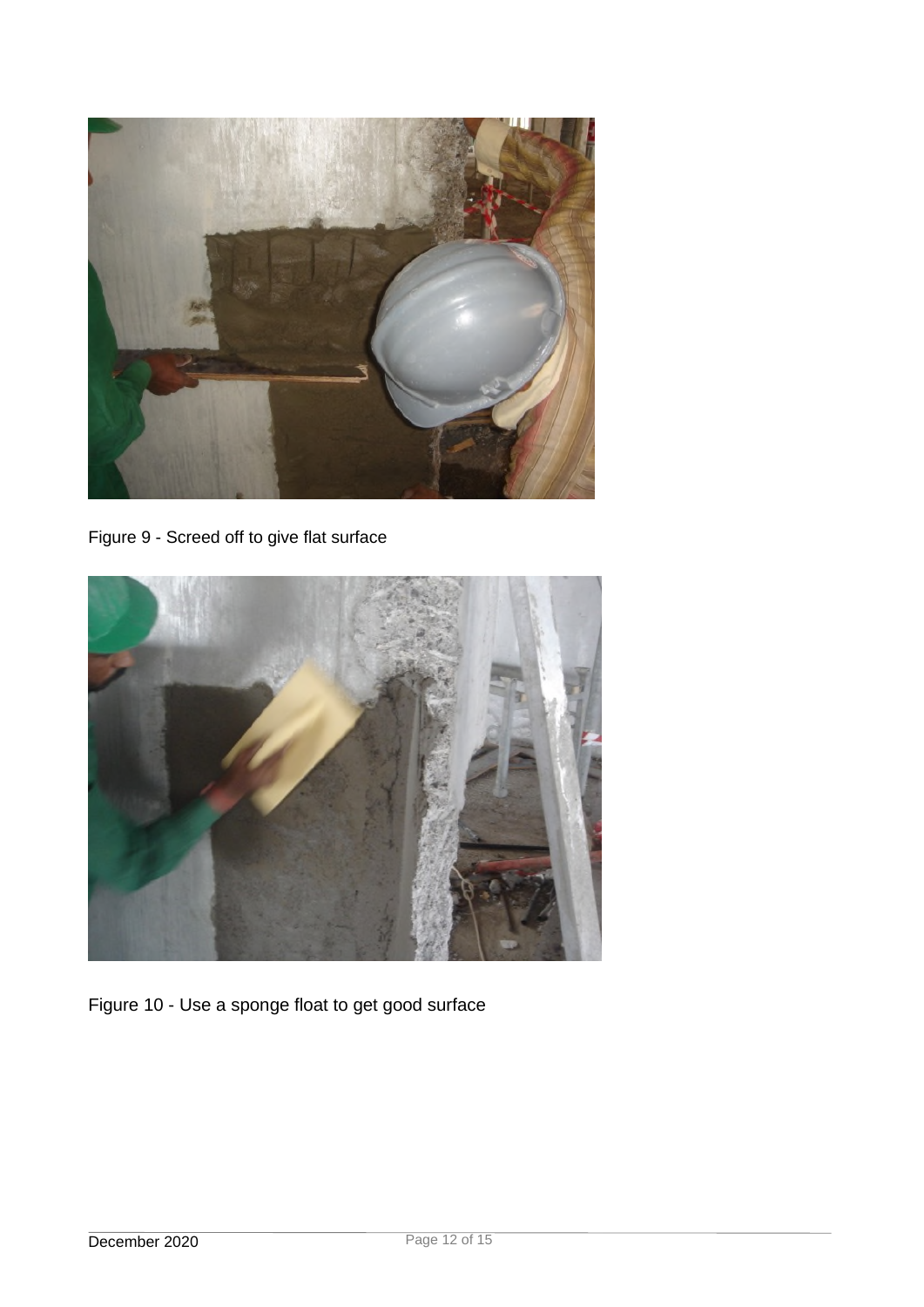Figure 9 - Screed off to give flat surface

Figure 10 - Use a sponge float to get good surface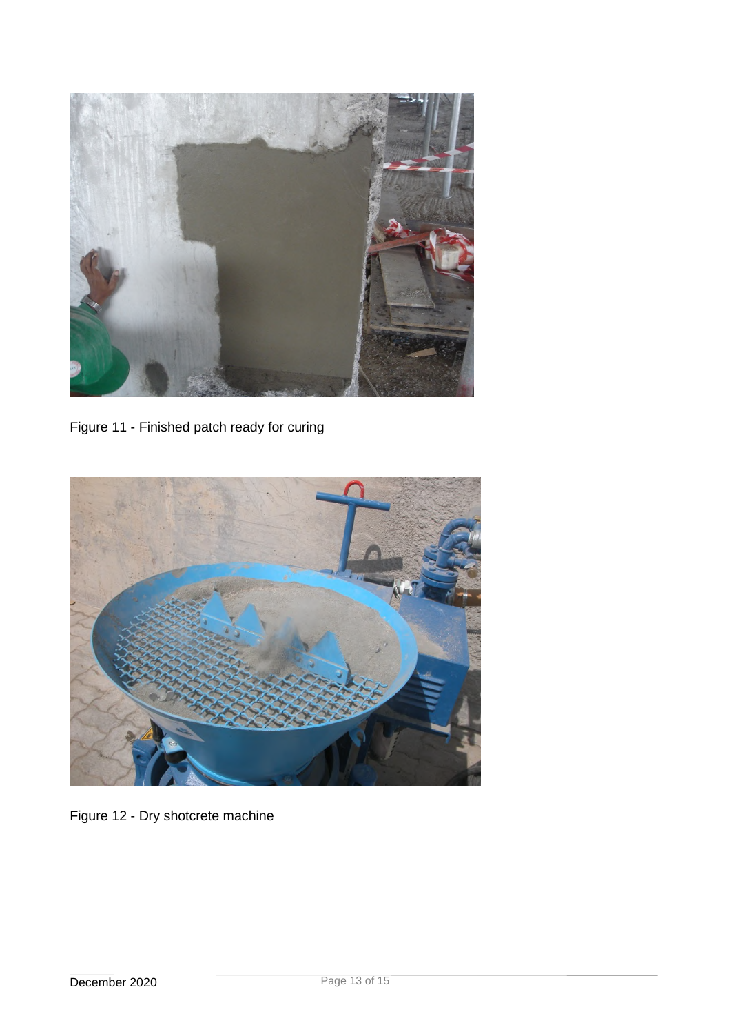Figure 11 - Finished patch ready for curing

Figure 12 - Dry shotcrete machine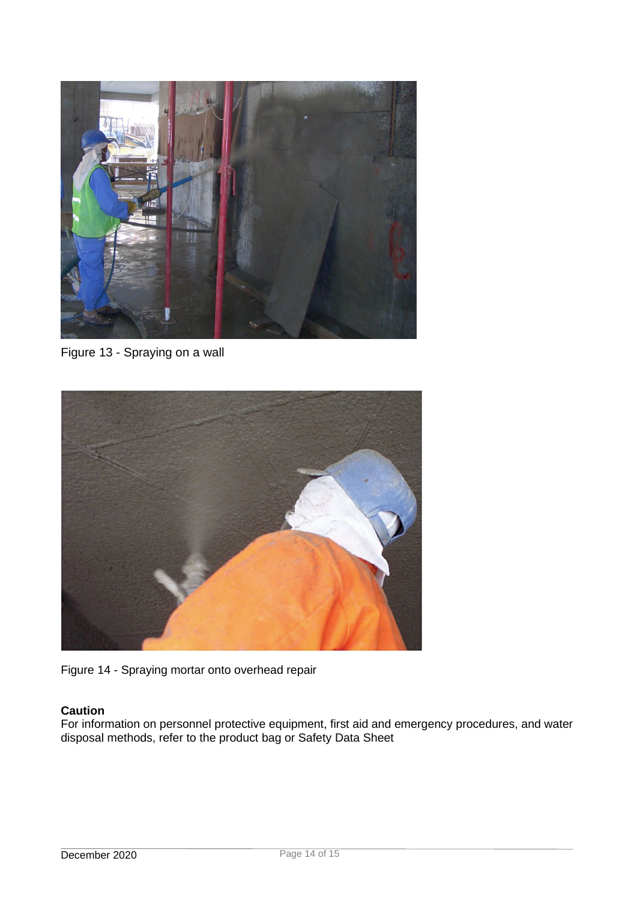Figure 13 - Spraying on a wall

Figure 14 - Spraying mortar onto overhead repair

**Caution**
For information on personnel protective equipment, first aid and emergency procedures, and water disposal methods, refer to the product bag or Safety Data Sheet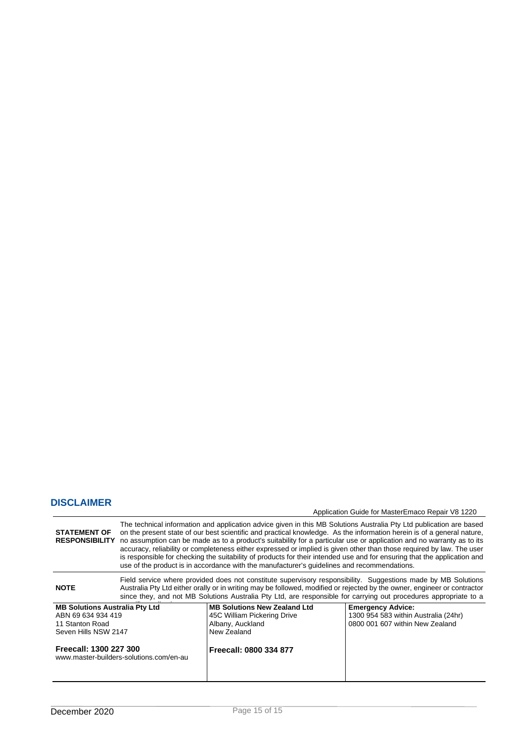## DISCLAIMER

Application Guide for MasterEmaco Repair V8 1220

| | |
|---|---|
| **STATEMENT OF RESPONSIBILITY** | The technical information and application advice given in this MB Solutions Australia Pty Ltd publication are based on the present state of our best scientific and practical knowledge. As the information herein is of a general nature, no assumption can be made as to a product's suitability for a particular use or application and no warranty as to its accuracy, reliability or completeness either expressed or implied is given other than those required by law. The user is responsible for checking the suitability of products for their intended use and for ensuring that the application and use of the product is in accordance with the manufacturer's guidelines and recommendations. |
| **NOTE** | Field service where provided does not constitute supervisory responsibility. Suggestions made by MB Solutions Australia Pty Ltd either orally or in writing may be followed, modified or rejected by the owner, engineer or contractor since they, and not MB Solutions Australia Pty Ltd, are responsible for carrying out procedures appropriate to a |

| | | |
|---|---|---|
| **MB Solutions Australia Pty Ltd**<br>ABN 69 634 934 419<br>11 Stanton Road<br>Seven Hills NSW 2147<br><br>**Freecall: 1300 227 300**<br>www.master-builders-solutions.com/en-au | **MB Solutions New Zealand Ltd**<br>45C William Pickering Drive<br>Albany, Auckland<br>New Zealand<br><br>**Freecall: 0800 334 877** | **Emergency Advice:**<br>1300 954 583 within Australia (24hr)<br>0800 001 607 within New Zealand |

December 2020